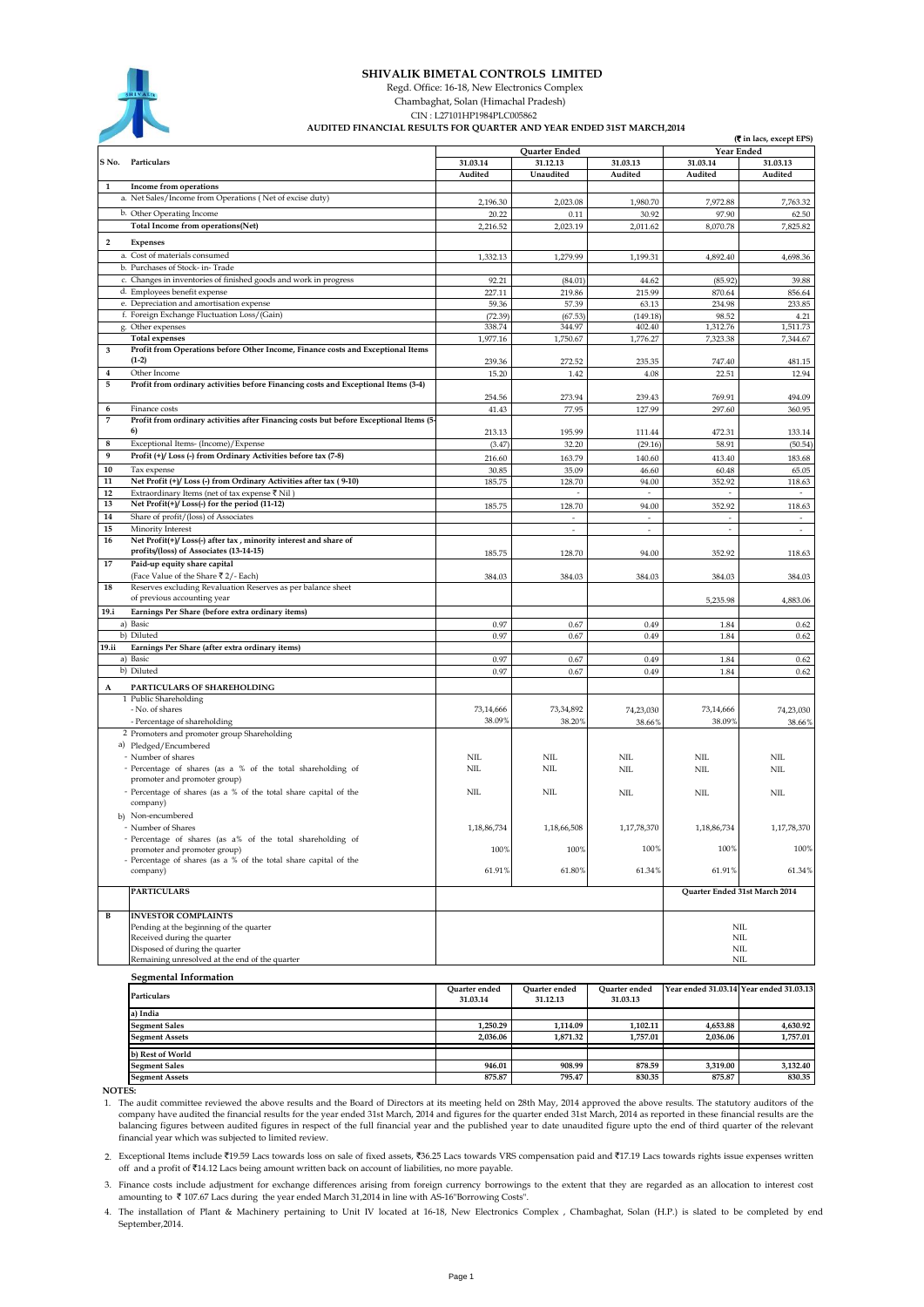# SHIVALIK BIMETAL CONTROLS LIMITED

Regd. Office: 16-18, New Electronics Complex
Chambaghat, Solan (Himachal Pradesh)
CIN : L27101HP1984PLC005862

**AUDITED FINANCIAL RESULTS FOR QUARTER AND YEAR ENDED 31ST MARCH,2014**

(₹ in lacs, except EPS)

| S No. | Particulars | Quarter Ended | | | Year Ended | |
|---|---|---|---|---|---|---|
| | | 31.03.14 | 31.12.13 | 31.03.13 | 31.03.14 | 31.03.13 |
| | | Audited | Unaudited | Audited | Audited | Audited |
| 1 | **Income from operations** | | | | | |
| | a. Net Sales/Income from Operations ( Net of excise duty) | 2,196.30 | 2,023.08 | 1,980.70 | 7,972.88 | 7,763.32 |
| | b. Other Operating Income | 20.22 | 0.11 | 30.92 | 97.90 | 62.50 |
| | **Total Income from operations(Net)** | 2,216.52 | 2,023.19 | 2,011.62 | 8,070.78 | 7,825.82 |
| 2 | **Expenses** | | | | | |
| | a. Cost of materials consumed | 1,332.13 | 1,279.99 | 1,199.31 | 4,892.40 | 4,698.36 |
| | b. Purchases of Stock- in- Trade | | | | | |
| | c. Changes in inventories of finished goods and work in progress | 92.21 | (84.01) | 44.62 | (85.92) | 39.88 |
| | d. Employees benefit expense | 227.11 | 219.86 | 215.99 | 870.64 | 856.64 |
| | e. Depreciation and amortisation expense | 59.36 | 57.39 | 63.13 | 234.98 | 233.85 |
| | f. Foreign Exchange Fluctuation Loss/(Gain) | (72.39) | (67.53) | (149.18) | 98.52 | 4.21 |
| | g. Other expenses | 338.74 | 344.97 | 402.40 | 1,312.76 | 1,511.73 |
| | **Total expenses** | 1,977.16 | 1,750.67 | 1,776.27 | 7,323.38 | 7,344.67 |
| 3 | **Profit from Operations before Other Income, Finance costs and Exceptional Items (1-2)** | 239.36 | 272.52 | 235.35 | 747.40 | 481.15 |
| 4 | Other Income | 15.20 | 1.42 | 4.08 | 22.51 | 12.94 |
| 5 | **Profit from ordinary activities before Financing costs and Exceptional Items (3-4)** | 254.56 | 273.94 | 239.43 | 769.91 | 494.09 |
| 6 | Finance costs | 41.43 | 77.95 | 127.99 | 297.60 | 360.95 |
| 7 | **Profit from ordinary activities after Financing costs but before Exceptional Items (5-6)** | 213.13 | 195.99 | 111.44 | 472.31 | 133.14 |
| 8 | Exceptional Items- (Income)/Expense | (3.47) | 32.20 | (29.16) | 58.91 | (50.54) |
| 9 | **Profit (+)/ Loss (-) from Ordinary Activities before tax (7-8)** | 216.60 | 163.79 | 140.60 | 413.40 | 183.68 |
| 10 | Tax expense | 30.85 | 35.09 | 46.60 | 60.48 | 65.05 |
| 11 | **Net Profit (+)/ Loss (-) from Ordinary Activities after tax ( 9-10)** | 185.75 | 128.70 | 94.00 | 352.92 | 118.63 |
| 12 | Extraordinary Items (net of tax expense ₹ Nil ) | | - | - | - | - |
| 13 | **Net Profit(+)/ Loss(-) for the period (11-12)** | 185.75 | 128.70 | 94.00 | 352.92 | 118.63 |
| 14 | Share of profit/(loss) of Associates | | - | - | - | - |
| 15 | Minority Interest | | - | - | - | - |
| 16 | **Net Profit(+)/ Loss(-) after tax , minority interest and share of profits/(loss) of Associates (13-14-15)** | 185.75 | 128.70 | 94.00 | 352.92 | 118.63 |
| 17 | **Paid-up equity share capital** (Face Value of the Share ₹ 2/- Each) | 384.03 | 384.03 | 384.03 | 384.03 | 384.03 |
| 18 | Reserves excluding Revaluation Reserves as per balance sheet of previous accounting year | | | | 5,235.98 | 4,883.06 |
| 19.i | **Earnings Per Share (before extra ordinary items)** | | | | | |
| | a) Basic | 0.97 | 0.67 | 0.49 | 1.84 | 0.62 |
| | b) Diluted | 0.97 | 0.67 | 0.49 | 1.84 | 0.62 |
| 19.ii | **Earnings Per Share (after extra ordinary items)** | | | | | |
| | a) Basic | 0.97 | 0.67 | 0.49 | 1.84 | 0.62 |
| | b) Diluted | 0.97 | 0.67 | 0.49 | 1.84 | 0.62 |
| A | **PARTICULARS OF SHAREHOLDING** | | | | | |
| | 1 Public Shareholding | | | | | |
| | - No. of shares | 73,14,666 | 73,34,892 | 74,23,030 | 73,14,666 | 74,23,030 |
| | - Percentage of shareholding | 38.09% | 38.20% | 38.66% | 38.09% | 38.66% |
| | 2 Promoters and promoter group Shareholding | | | | | |
| | a) Pledged/Encumbered | | | | | |
| | - Number of shares | NIL | NIL | NIL | NIL | NIL |
| | - Percentage of shares (as a % of the total shareholding of promoter and promoter group) | NIL | NIL | NIL | NIL | NIL |
| | - Percentage of shares (as a % of the total share capital of the company) | NIL | NIL | NIL | NIL | NIL |
| | b) Non-encumbered | | | | | |
| | - Number of Shares | 1,18,86,734 | 1,18,66,508 | 1,17,78,370 | 1,18,86,734 | 1,17,78,370 |
| | - Percentage of shares (as a% of the total shareholding of promoter and promoter group) | 100% | 100% | 100% | 100% | 100% |
| | - Percentage of shares (as a % of the total share capital of the company) | 61.91% | 61.80% | 61.34% | 61.91% | 61.34% |

| | PARTICULARS | Quarter Ended 31st March 2014 |
|---|---|---|
| B | **INVESTOR COMPLAINTS** | |
| | Pending at the beginning of the quarter | NIL |
| | Received during the quarter | NIL |
| | Disposed of during the quarter | NIL |
| | Remaining unresolved at the end of the quarter | NIL |

**Segmental Information**

| Particulars | Quarter ended 31.03.14 | Quarter ended 31.12.13 | Quarter ended 31.03.13 | Year ended 31.03.14 | Year ended 31.03.13 |
|---|---|---|---|---|---|
| **a) India** | | | | | |
| **Segment Sales** | **1,250.29** | **1,114.09** | **1,102.11** | **4,653.88** | **4,630.92** |
| **Segment Assets** | **2,036.06** | **1,871.32** | **1,757.01** | **2,036.06** | **1,757.01** |
| **b) Rest of World** | | | | | |
| **Segment Sales** | **946.01** | **908.99** | **878.59** | **3,319.00** | **3,132.40** |
| **Segment Assets** | **875.87** | **795.47** | **830.35** | **875.87** | **830.35** |

**NOTES:**

1. The audit committee reviewed the above results and the Board of Directors at its meeting held on 28th May, 2014 approved the above results. The statutory auditors of the company have audited the financial results for the year ended 31st March, 2014 and figures for the quarter ended 31st March, 2014 as reported in these financial results are the balancing figures between audited figures in respect of the full financial year and the published year to date unaudited figure upto the end of third quarter of the relevant financial year which was subjected to limited review.

2. Exceptional Items include ₹19.59 Lacs towards loss on sale of fixed assets, ₹36.25 Lacs towards VRS compensation paid and ₹17.19 Lacs towards rights issue expenses written off and a profit of ₹14.12 Lacs being amount written back on account of liabilities, no more payable.

3. Finance costs include adjustment for exchange differences arising from foreign currency borrowings to the extent that they are regarded as an allocation to interest cost amounting to ₹ 107.67 Lacs during the year ended March 31,2014 in line with AS-16"Borrowing Costs".

4. The installation of Plant & Machinery pertaining to Unit IV located at 16-18, New Electronics Complex , Chambaghat, Solan (H.P.) is slated to be completed by end September,2014.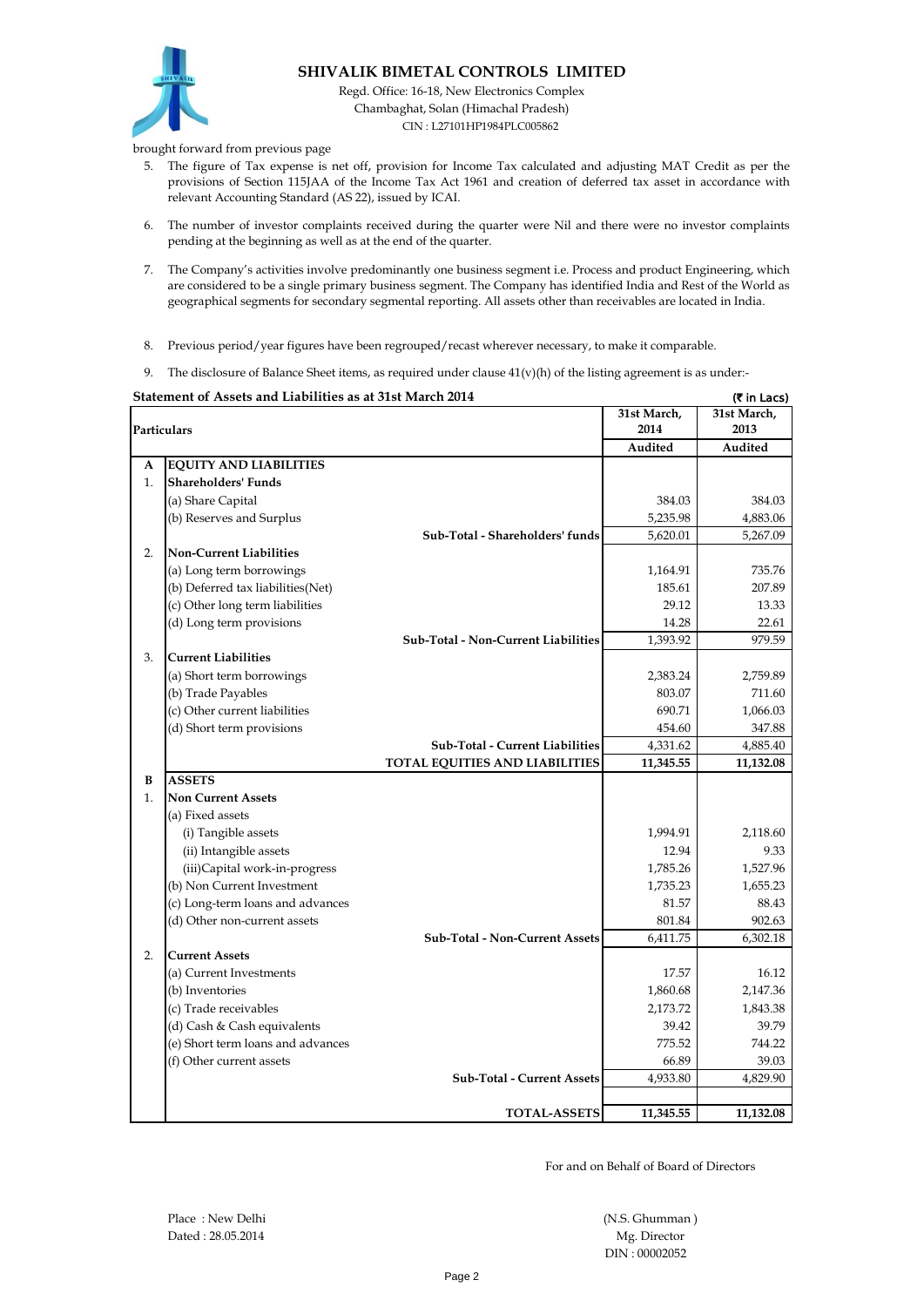# SHIVALIK BIMETAL CONTROLS LIMITED

Regd. Office: 16-18, New Electronics Complex
Chambaghat, Solan (Himachal Pradesh)
CIN : L27101HP1984PLC005862

brought forward from previous page

5. The figure of Tax expense is net off, provision for Income Tax calculated and adjusting MAT Credit as per the provisions of Section 115JAA of the Income Tax Act 1961 and creation of deferred tax asset in accordance with relevant Accounting Standard (AS 22), issued by ICAI.

6. The number of investor complaints received during the quarter were Nil and there were no investor complaints pending at the beginning as well as at the end of the quarter.

7. The Company's activities involve predominantly one business segment i.e. Process and product Engineering, which are considered to be a single primary business segment. The Company has identified India and Rest of the World as geographical segments for secondary segmental reporting. All assets other than receivables are located in India.

8. Previous period/year figures have been regrouped/recast wherever necessary, to make it comparable.

9. The disclosure of Balance Sheet items, as required under clause 41(v)(h) of the listing agreement is as under:-

**Statement of Assets and Liabilities as at 31st March 2014** (₹ in Lacs)

| | Particulars | 31st March, 2014 | 31st March, 2013 |
|---|---|---|---|
| | | **Audited** | **Audited** |
| **A** | **EQUITY AND LIABILITIES** | | |
| 1. | **Shareholders' Funds** | | |
| | (a) Share Capital | 384.03 | 384.03 |
| | (b) Reserves and Surplus | 5,235.98 | 4,883.06 |
| | **Sub-Total - Shareholders' funds** | 5,620.01 | 5,267.09 |
| 2. | **Non-Current Liabilities** | | |
| | (a) Long term borrowings | 1,164.91 | 735.76 |
| | (b) Deferred tax liabilities(Net) | 185.61 | 207.89 |
| | (c) Other long term liabilities | 29.12 | 13.33 |
| | (d) Long term provisions | 14.28 | 22.61 |
| | **Sub-Total - Non-Current Liabilities** | 1,393.92 | 979.59 |
| 3. | **Current Liabilities** | | |
| | (a) Short term borrowings | 2,383.24 | 2,759.89 |
| | (b) Trade Payables | 803.07 | 711.60 |
| | (c) Other current liabilities | 690.71 | 1,066.03 |
| | (d) Short term provisions | 454.60 | 347.88 |
| | **Sub-Total - Current Liabilities** | 4,331.62 | 4,885.40 |
| | **TOTAL EQUITIES AND LIABILITIES** | **11,345.55** | **11,132.08** |
| **B** | **ASSETS** | | |
| 1. | **Non Current Assets** | | |
| | (a) Fixed assets | | |
| | (i) Tangible assets | 1,994.91 | 2,118.60 |
| | (ii) Intangible assets | 12.94 | 9.33 |
| | (iii)Capital work-in-progress | 1,785.26 | 1,527.96 |
| | (b) Non Current Investment | 1,735.23 | 1,655.23 |
| | (c) Long-term loans and advances | 81.57 | 88.43 |
| | (d) Other non-current assets | 801.84 | 902.63 |
| | **Sub-Total - Non-Current Assets** | 6,411.75 | 6,302.18 |
| 2. | **Current Assets** | | |
| | (a) Current Investments | 17.57 | 16.12 |
| | (b) Inventories | 1,860.68 | 2,147.36 |
| | (c) Trade receivables | 2,173.72 | 1,843.38 |
| | (d) Cash & Cash equivalents | 39.42 | 39.79 |
| | (e) Short term loans and advances | 775.52 | 744.22 |
| | (f) Other current assets | 66.89 | 39.03 |
| | **Sub-Total - Current Assets** | 4,933.80 | 4,829.90 |
| | **TOTAL-ASSETS** | **11,345.55** | **11,132.08** |

For and on Behalf of Board of Directors

Place : New Delhi
Dated : 28.05.2014

(N.S. Ghumman )
Mg. Director
DIN : 00002052